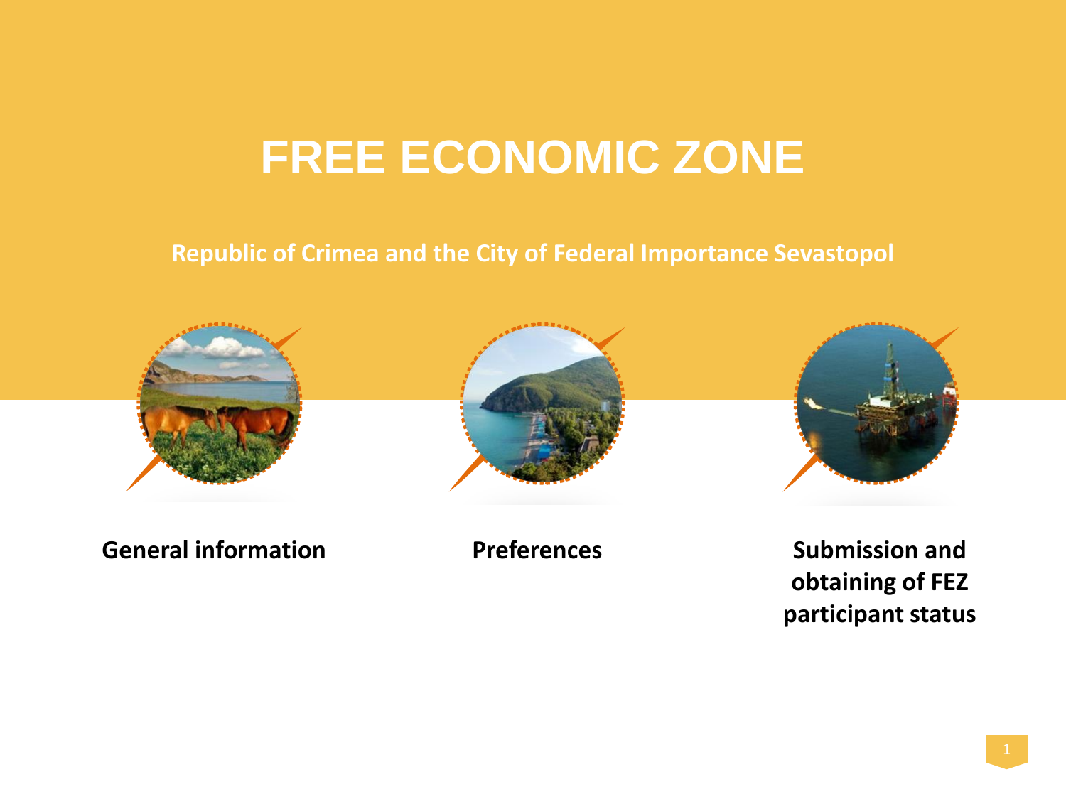# FREE ECONOMIC ZONE

**Republic of Crimea and the City of Federal Importance Sevastopol**

**General information**

**Preferences**

**Submission and obtaining of FEZ participant status**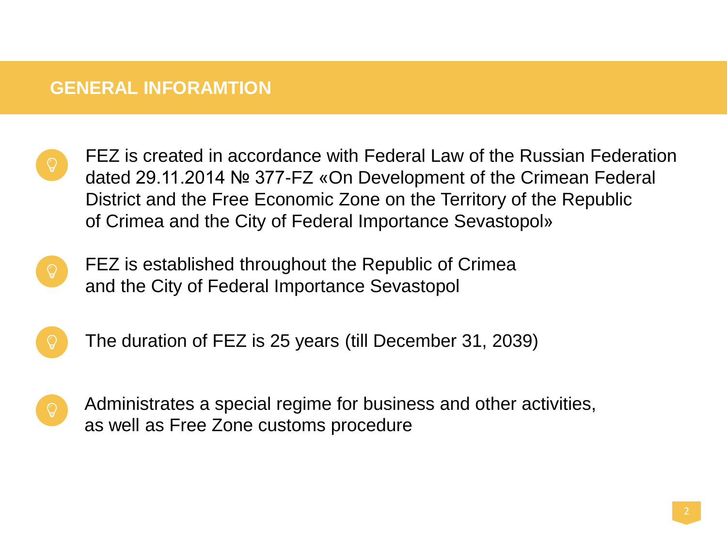## GENERAL INFORAMTION

- FEZ is created in accordance with Federal Law of the Russian Federation dated 29.11.2014 № 377-FZ «On Development of the Crimean Federal District and the Free Economic Zone on the Territory of the Republic of Crimea and the City of Federal Importance Sevastopol»
- FEZ is established throughout the Republic of Crimea and the City of Federal Importance Sevastopol
- The duration of FEZ is 25 years (till December 31, 2039)
- Administrates a special regime for business and other activities, as well as Free Zone customs procedure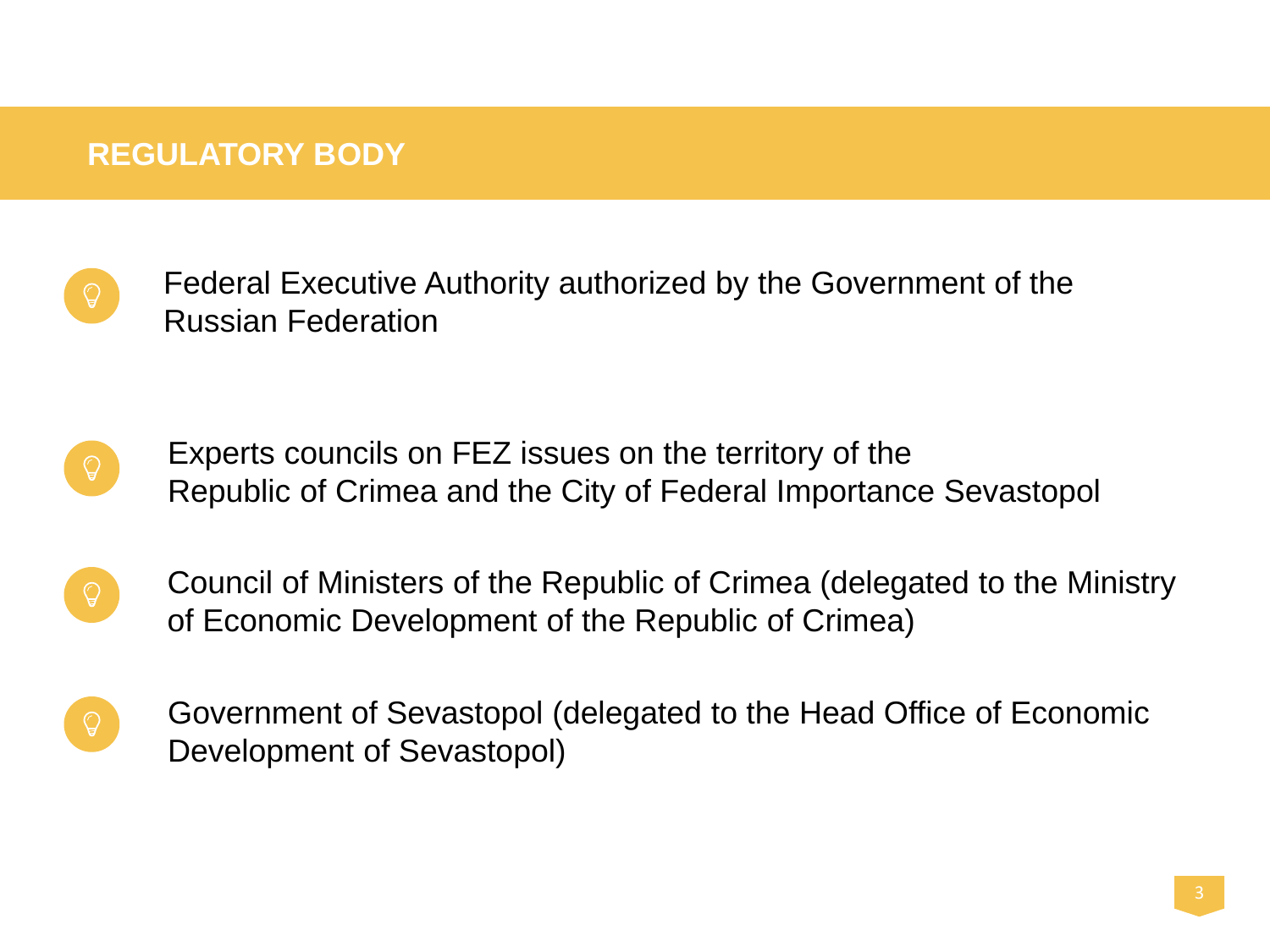## REGULATORY BODY

- Federal Executive Authority authorized by the Government of the Russian Federation

- Experts councils on FEZ issues on the territory of the Republic of Crimea and the City of Federal Importance Sevastopol

- Council of Ministers of the Republic of Crimea (delegated to the Ministry of Economic Development of the Republic of Crimea)

- Government of Sevastopol (delegated to the Head Office of Economic Development of Sevastopol)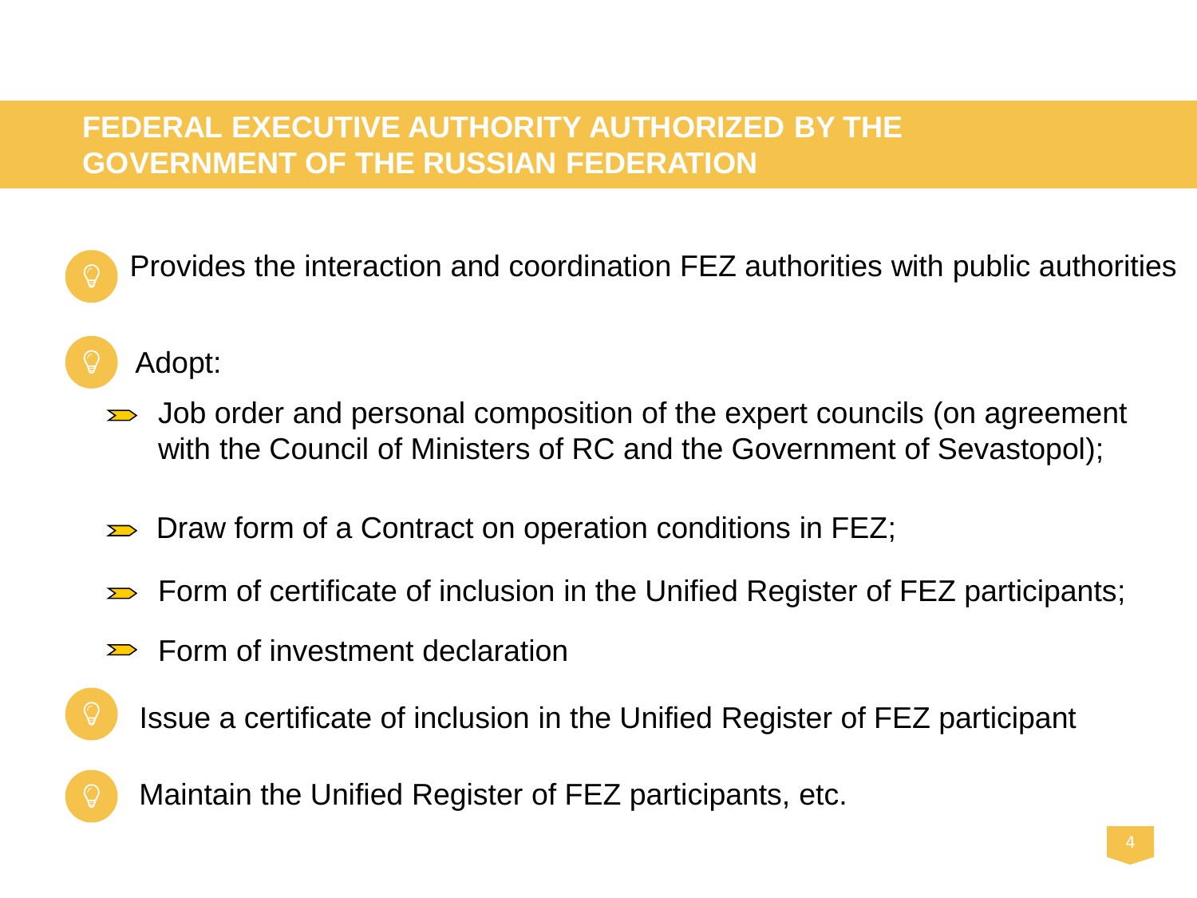## FEDERAL EXECUTIVE AUTHORITY AUTHORIZED BY THE GOVERNMENT OF THE RUSSIAN FEDERATION

- Provides the interaction and coordination FEZ authorities with public authorities

- Adopt:
  - Job order and personal composition of the expert councils (on agreement with the Council of Ministers of RC and the Government of Sevastopol);
  - Draw form of a Contract on operation conditions in FEZ;
  - Form of certificate of inclusion in the Unified Register of FEZ participants;
  - Form of investment declaration

- Issue a certificate of inclusion in the Unified Register of FEZ participant

- Maintain the Unified Register of FEZ participants, etc.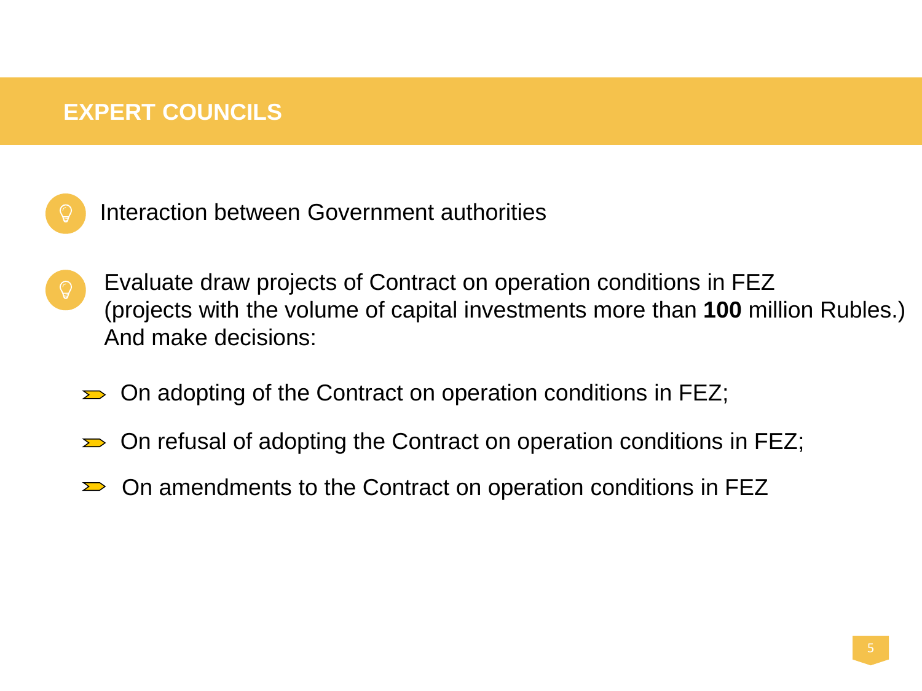# EXPERT COUNCILS

- Interaction between Government authorities

- Evaluate draw projects of Contract on operation conditions in FEZ (projects with the volume of capital investments more than **100** million Rubles.) And make decisions:

  - On adopting of the Contract on operation conditions in FEZ;
  - On refusal of adopting the Contract on operation conditions in FEZ;
  - On amendments to the Contract on operation conditions in FEZ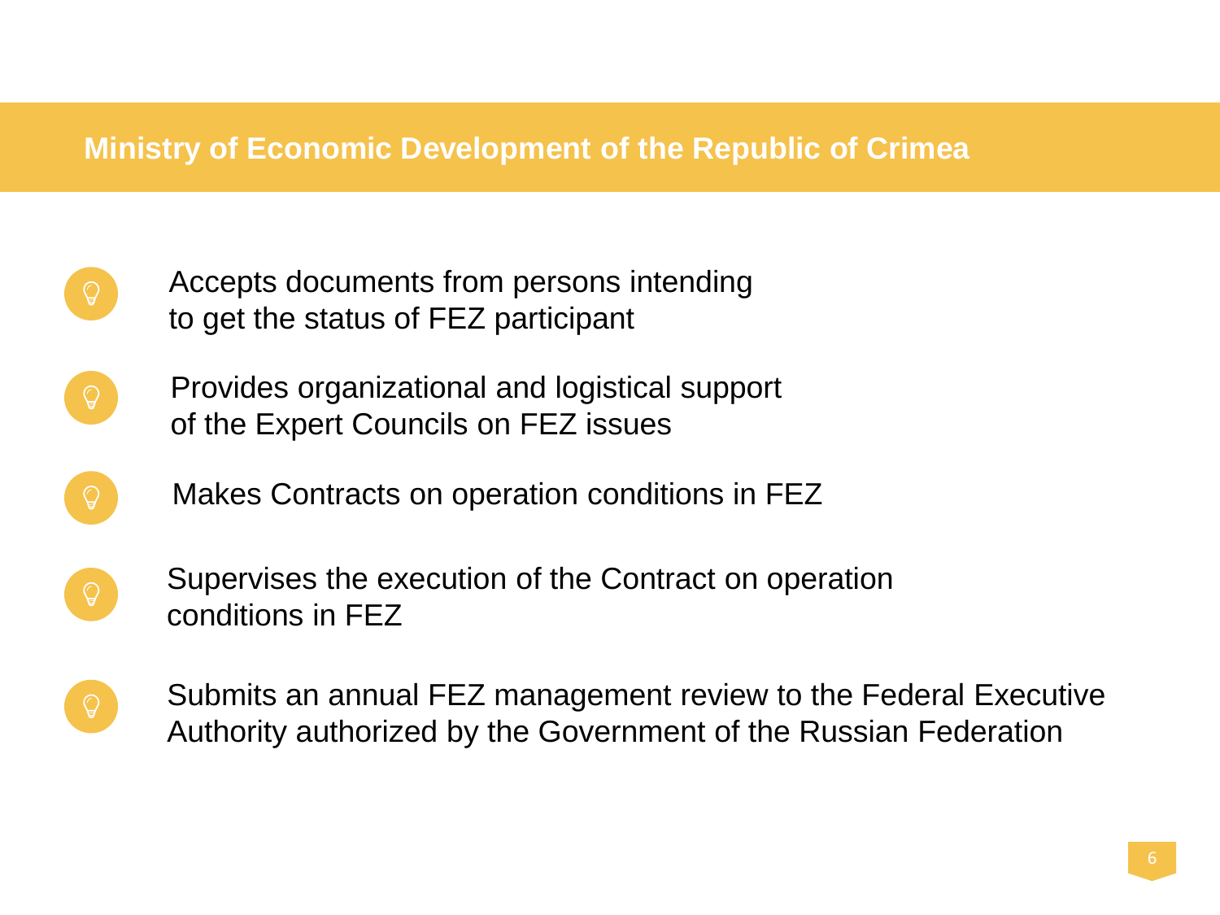## Ministry of Economic Development of the Republic of Crimea

- Accepts documents from persons intending to get the status of FEZ participant
- Provides organizational and logistical support of the Expert Councils on FEZ issues
- Makes Contracts on operation conditions in FEZ
- Supervises the execution of the Contract on operation conditions in FEZ
- Submits an annual FEZ management review to the Federal Executive Authority authorized by the Government of the Russian Federation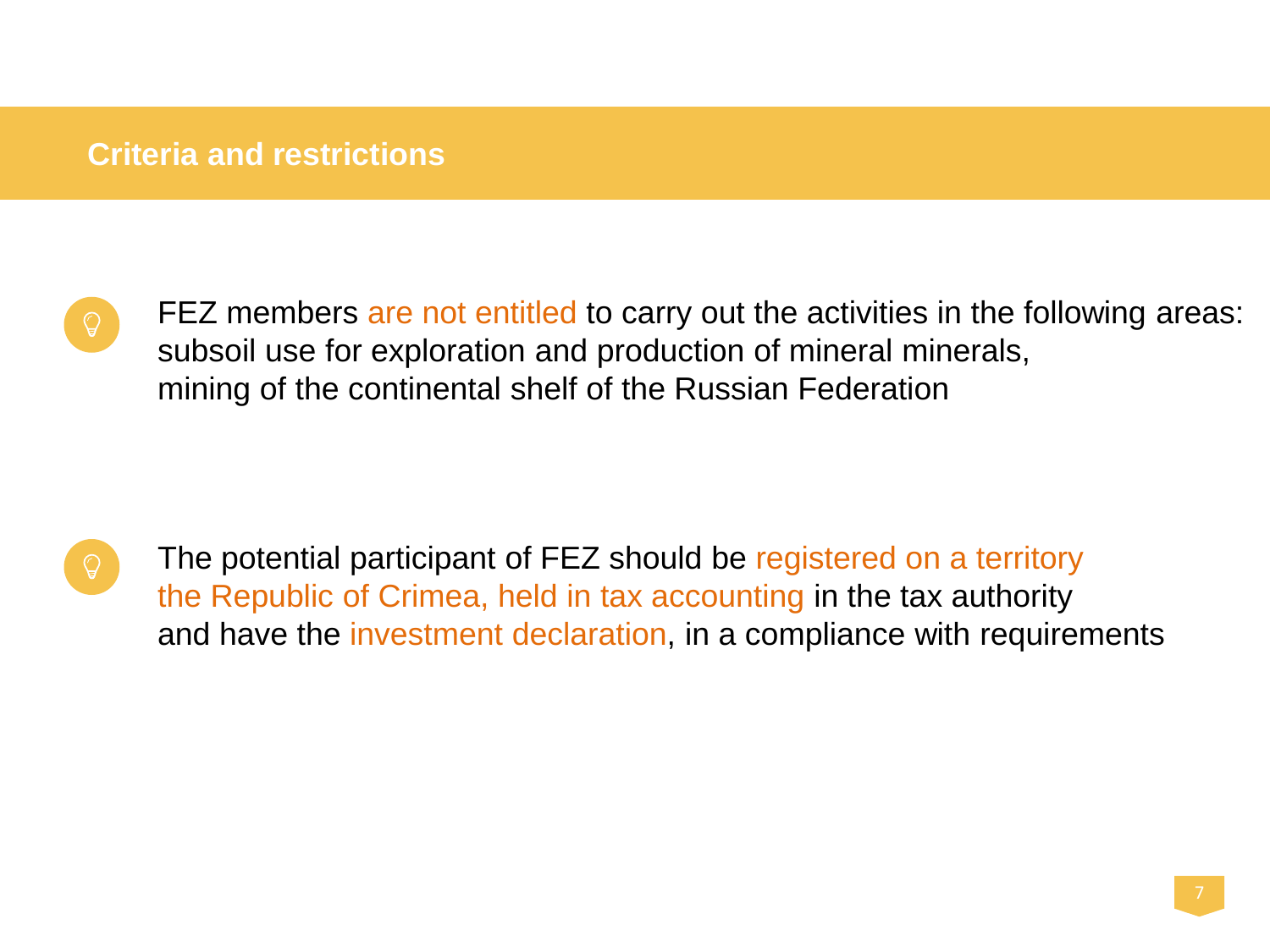## Criteria and restrictions

- FEZ members are not entitled to carry out the activities in the following areas: subsoil use for exploration and production of mineral minerals, mining of the continental shelf of the Russian Federation

- The potential participant of FEZ should be registered on a territory the Republic of Crimea, held in tax accounting in the tax authority and have the investment declaration, in a compliance with requirements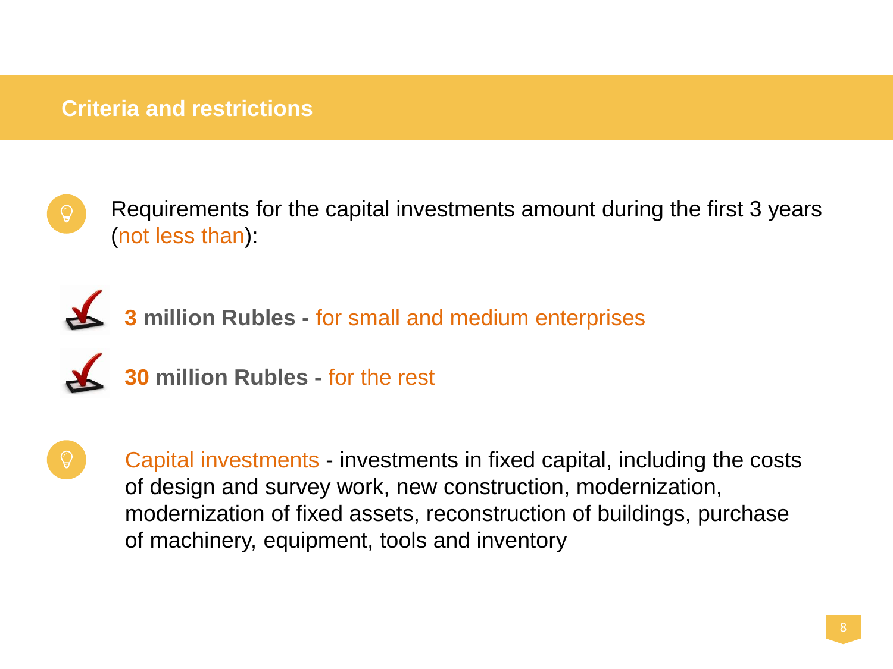## Criteria and restrictions

Requirements for the capital investments amount during the first 3 years (not less than):

- **3 million Rubles -** for small and medium enterprises
- **30 million Rubles -** for the rest

Capital investments - investments in fixed capital, including the costs of design and survey work, new construction, modernization, modernization of fixed assets, reconstruction of buildings, purchase of machinery, equipment, tools and inventory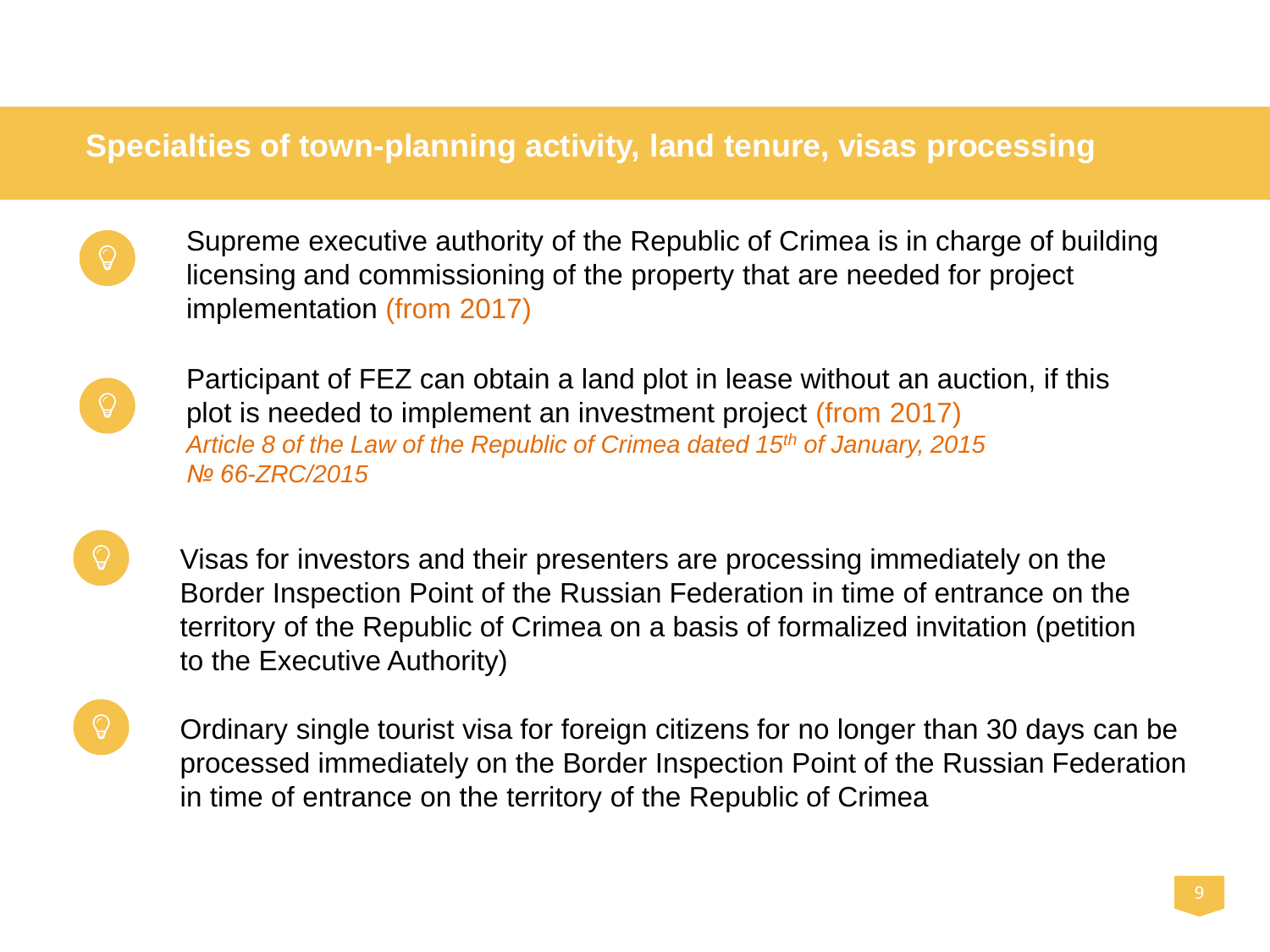## Specialties of town-planning activity, land tenure, visas processing

- Supreme executive authority of the Republic of Crimea is in charge of building licensing and commissioning of the property that are needed for project implementation (from 2017)

- Participant of FEZ can obtain a land plot in lease without an auction, if this plot is needed to implement an investment project (from 2017)
  *Article 8 of the Law of the Republic of Crimea dated 15th of January, 2015 № 66-ZRC/2015*

- Visas for investors and their presenters are processing immediately on the Border Inspection Point of the Russian Federation in time of entrance on the territory of the Republic of Crimea on a basis of formalized invitation (petition to the Executive Authority)

- Ordinary single tourist visa for foreign citizens for no longer than 30 days can be processed immediately on the Border Inspection Point of the Russian Federation in time of entrance on the territory of the Republic of Crimea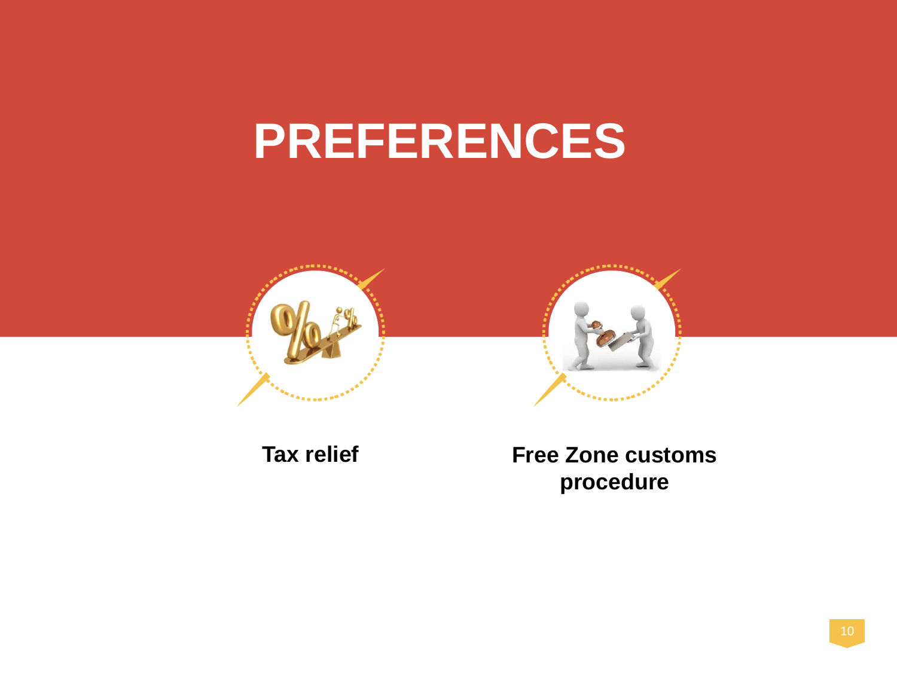# PREFERENCES

**Tax relief**

**Free Zone customs procedure**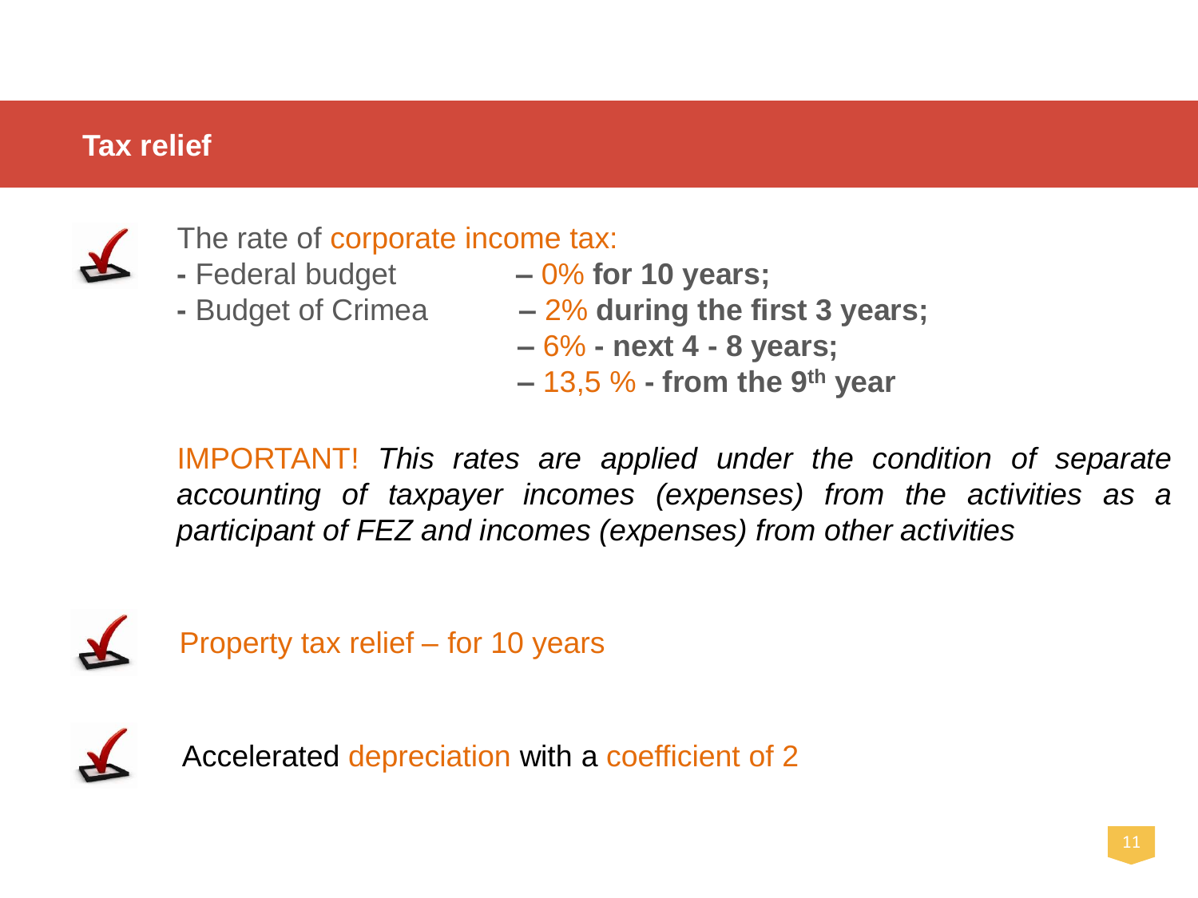## Tax relief

The rate of corporate income tax:

- Federal budget – 0% **for 10 years;**
- Budget of Crimea – 2% **during the first 3 years;**
  – 6% **- next 4 - 8 years;**
  – 13,5 % **- from the 9th year**

IMPORTANT! *This rates are applied under the condition of separate accounting of taxpayer incomes (expenses) from the activities as a participant of FEZ and incomes (expenses) from other activities*

Property tax relief – for 10 years

Accelerated depreciation with a coefficient of 2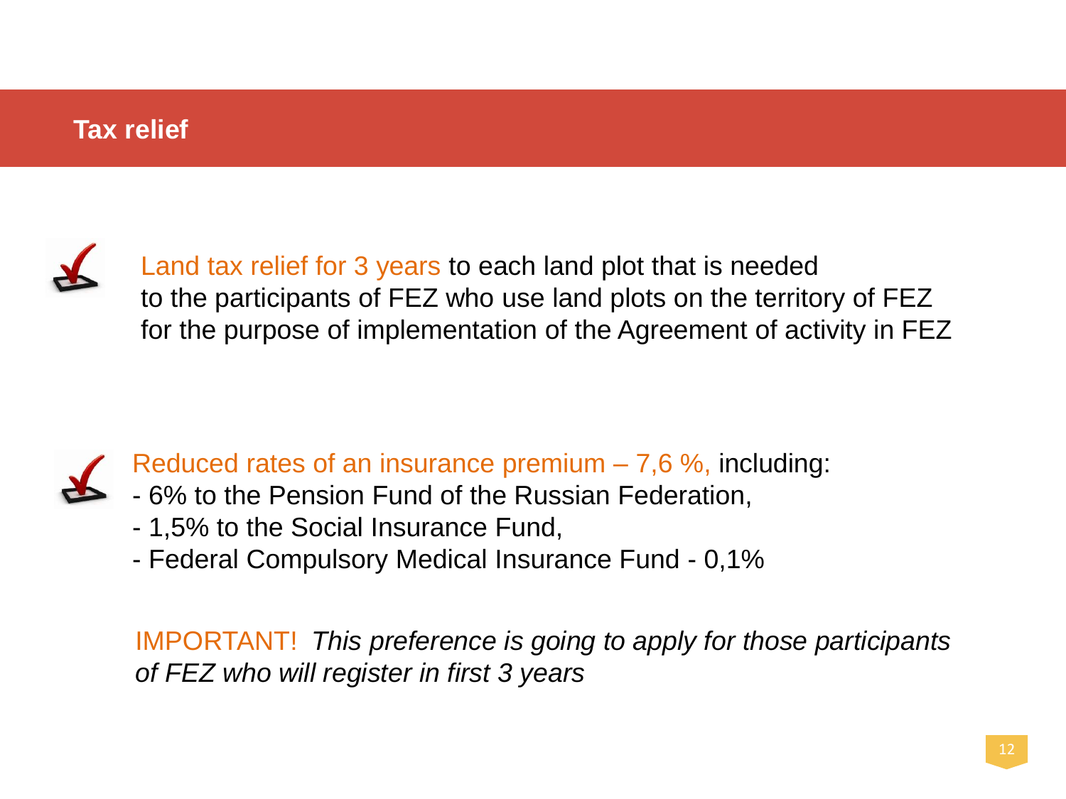# Tax relief

- Land tax relief for 3 years to each land plot that is needed to the participants of FEZ who use land plots on the territory of FEZ for the purpose of implementation of the Agreement of activity in FEZ

- Reduced rates of an insurance premium – 7,6 %, including:
  - 6% to the Pension Fund of the Russian Federation,
  - 1,5% to the Social Insurance Fund,
  - Federal Compulsory Medical Insurance Fund - 0,1%

IMPORTANT! *This preference is going to apply for those participants of FEZ who will register in first 3 years*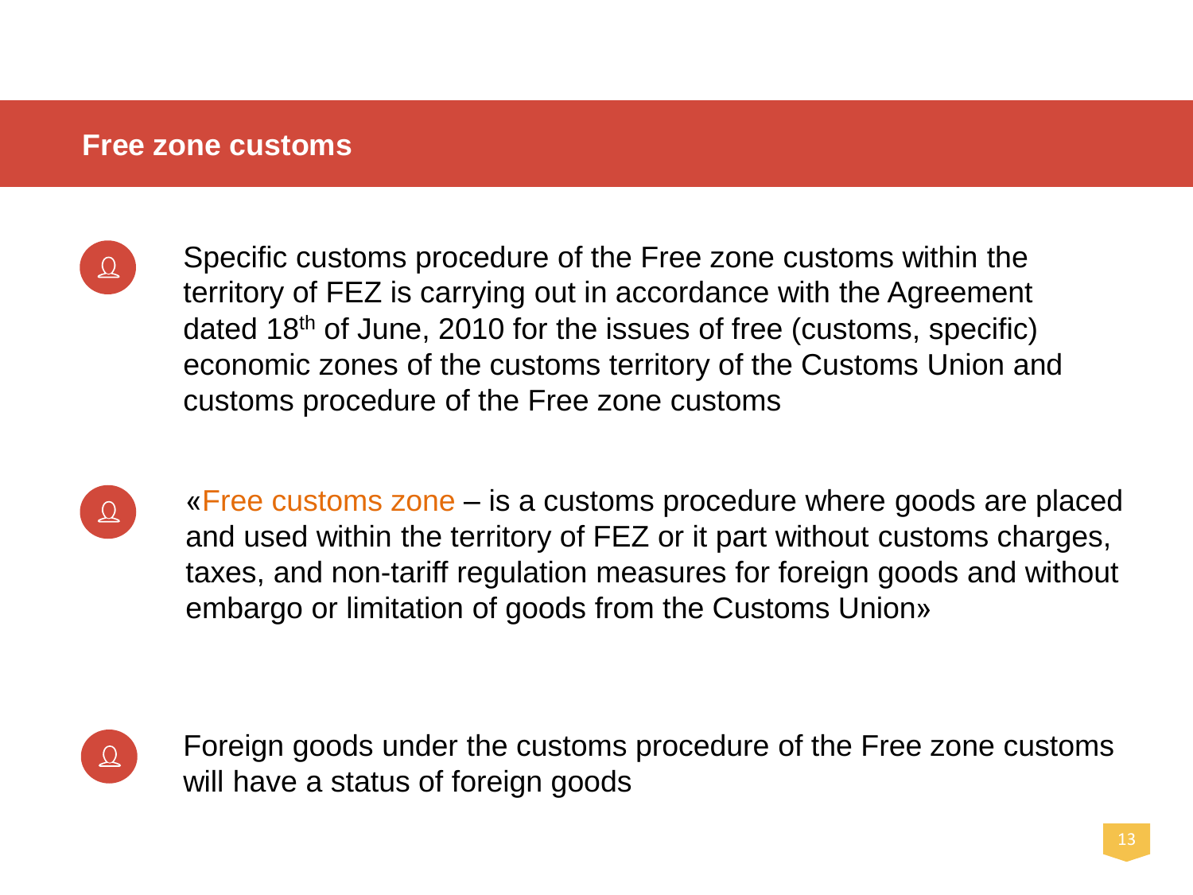## Free zone customs

- Specific customs procedure of the Free zone customs within the territory of FEZ is carrying out in accordance with the Agreement dated 18th of June, 2010 for the issues of free (customs, specific) economic zones of the customs territory of the Customs Union and customs procedure of the Free zone customs

- «Free customs zone – is a customs procedure where goods are placed and used within the territory of FEZ or it part without customs charges, taxes, and non-tariff regulation measures for foreign goods and without embargo or limitation of goods from the Customs Union»

- Foreign goods under the customs procedure of the Free zone customs will have a status of foreign goods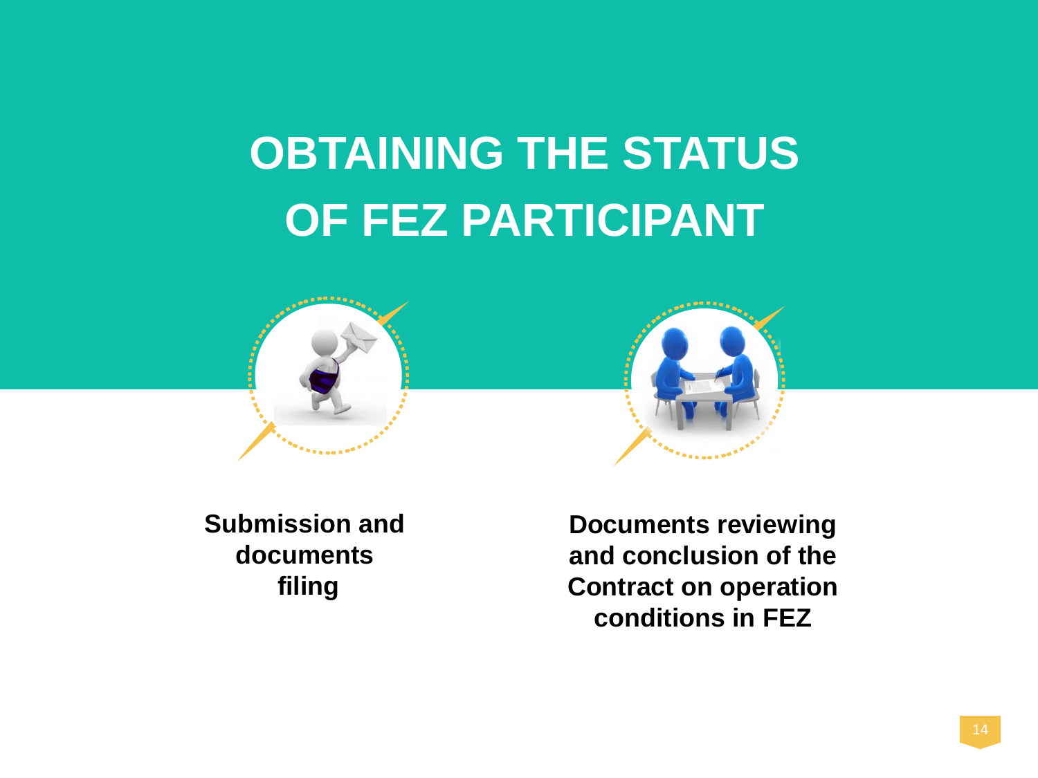# OBTAINING THE STATUS OF FEZ PARTICIPANT

**Submission and documents filing**

**Documents reviewing and conclusion of the Contract on operation conditions in FEZ**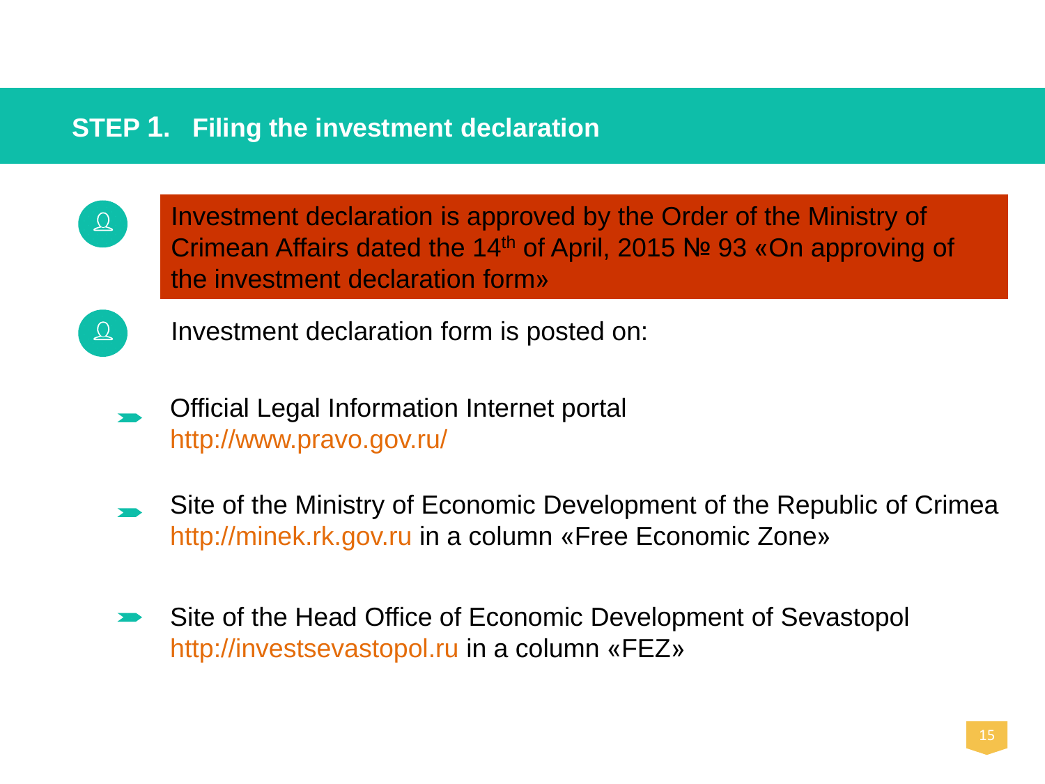## STEP 1. Filing the investment declaration

- Investment declaration is approved by the Order of the Ministry of Crimean Affairs dated the 14th of April, 2015 № 93 «On approving of the investment declaration form»

- Investment declaration form is posted on:

  - Official Legal Information Internet portal http://www.pravo.gov.ru/
  - Site of the Ministry of Economic Development of the Republic of Crimea http://minek.rk.gov.ru in a column «Free Economic Zone»
  - Site of the Head Office of Economic Development of Sevastopol http://investsevastopol.ru in a column «FEZ»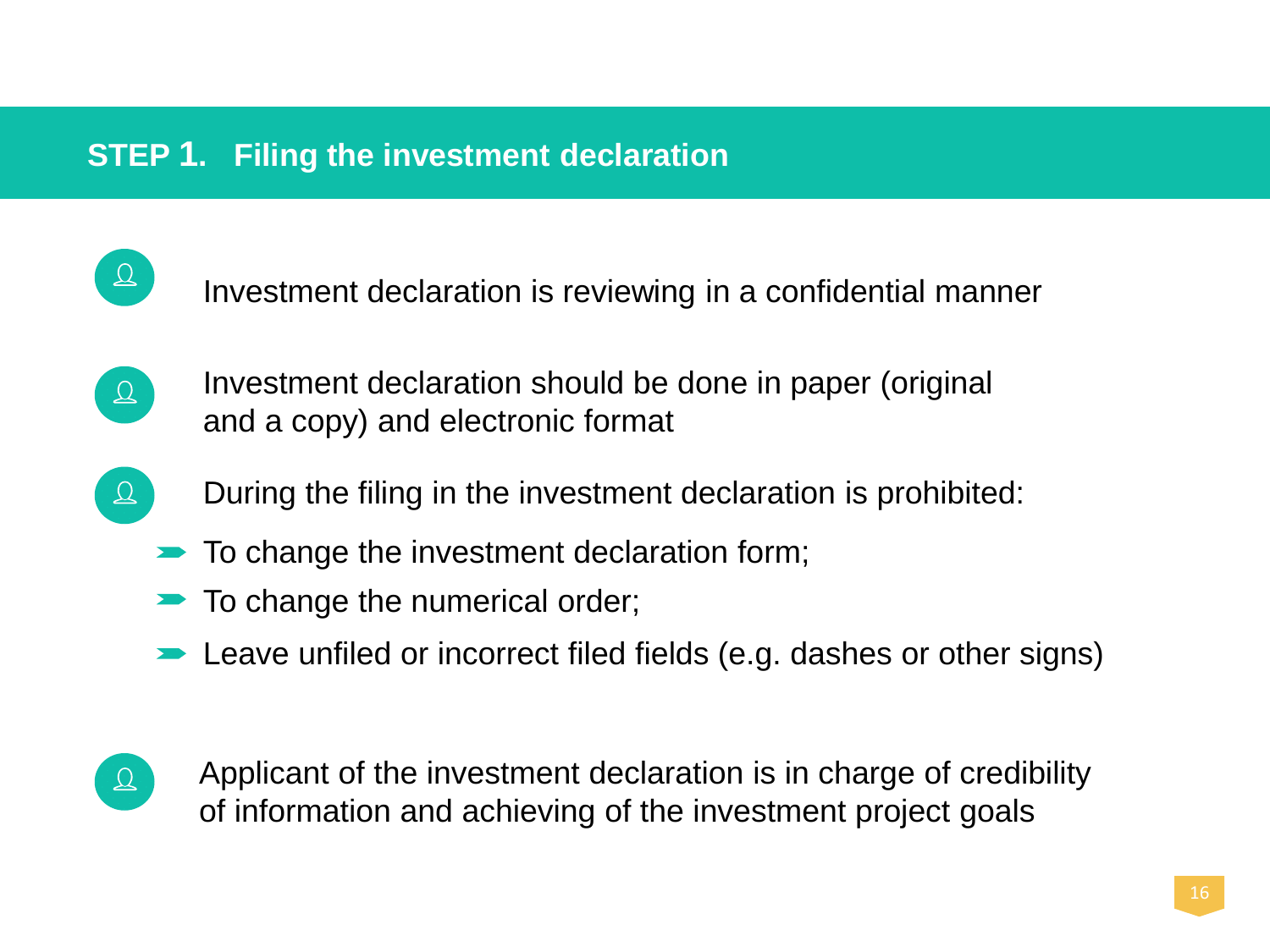## STEP 1. Filing the investment declaration

- Investment declaration is reviewing in a confidential manner
- Investment declaration should be done in paper (original and a copy) and electronic format
- During the filing in the investment declaration is prohibited:
  - To change the investment declaration form;
  - To change the numerical order;
  - Leave unfiled or incorrect filed fields (e.g. dashes or other signs)
- Applicant of the investment declaration is in charge of credibility of information and achieving of the investment project goals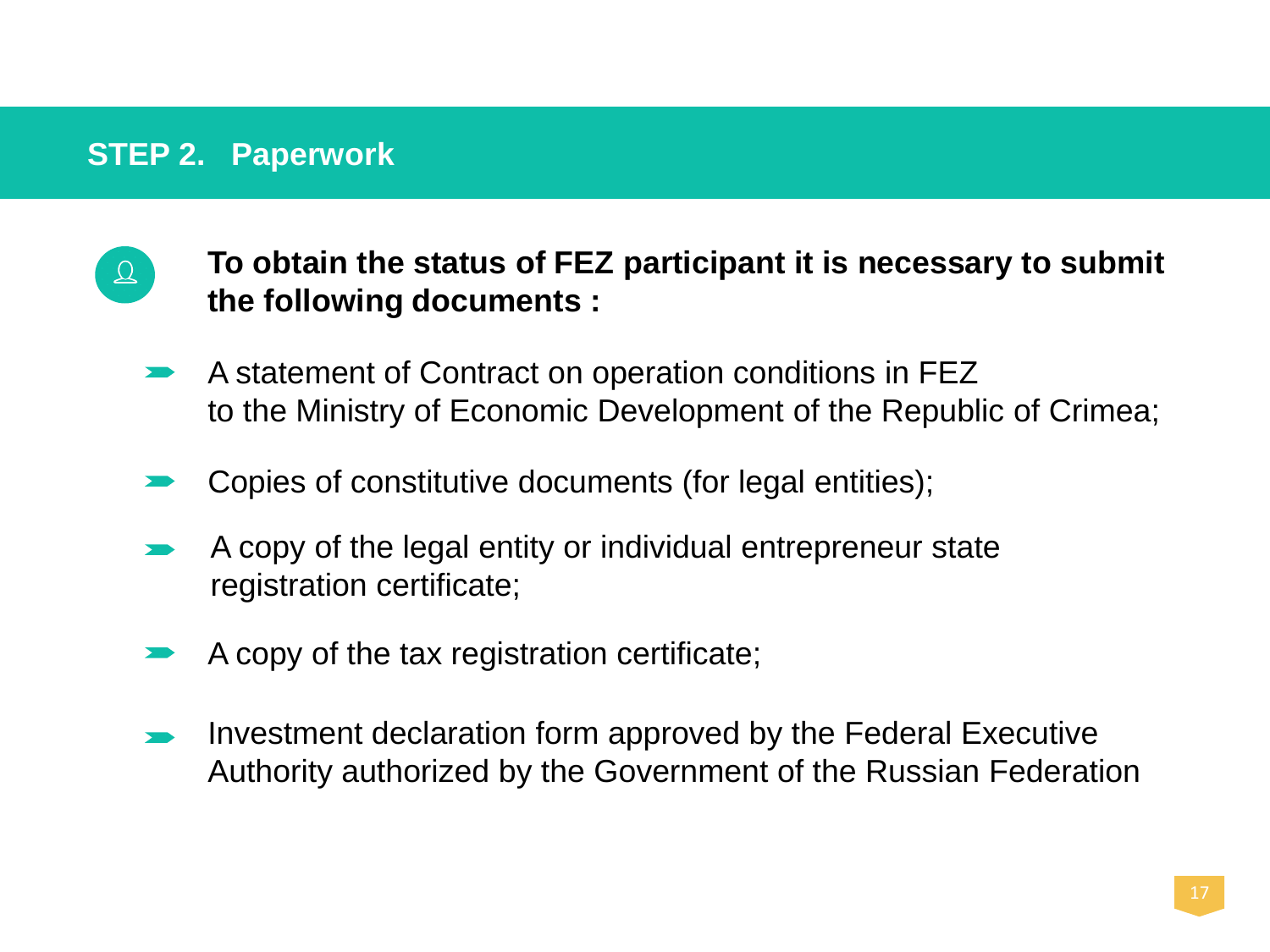## STEP 2. Paperwork

**To obtain the status of FEZ participant it is necessary to submit the following documents :**

- A statement of Contract on operation conditions in FEZ to the Ministry of Economic Development of the Republic of Crimea;
- Copies of constitutive documents (for legal entities);
- A copy of the legal entity or individual entrepreneur state registration certificate;
- A copy of the tax registration certificate;
- Investment declaration form approved by the Federal Executive Authority authorized by the Government of the Russian Federation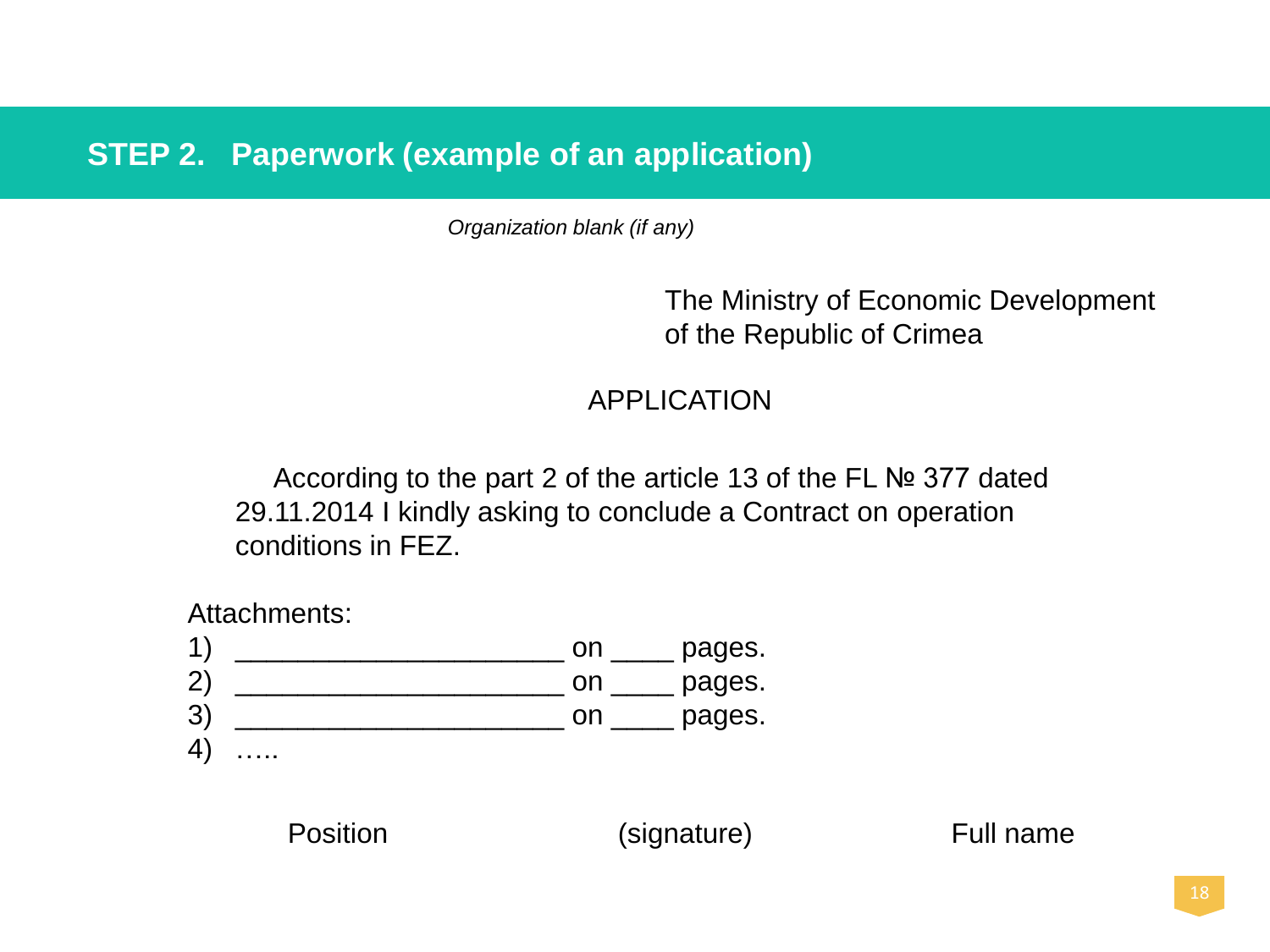## STEP 2. Paperwork (example of an application)

*Organization blank (if any)*

The Ministry of Economic Development
of the Republic of Crimea

APPLICATION

According to the part 2 of the article 13 of the FL № 377 dated 29.11.2014 I kindly asking to conclude a Contract on operation conditions in FEZ.

Attachments:

1) _____________________ on ____ pages.
2) _____________________ on ____ pages.
3) _____________________ on ____ pages.
4) …..

Position (signature) Full name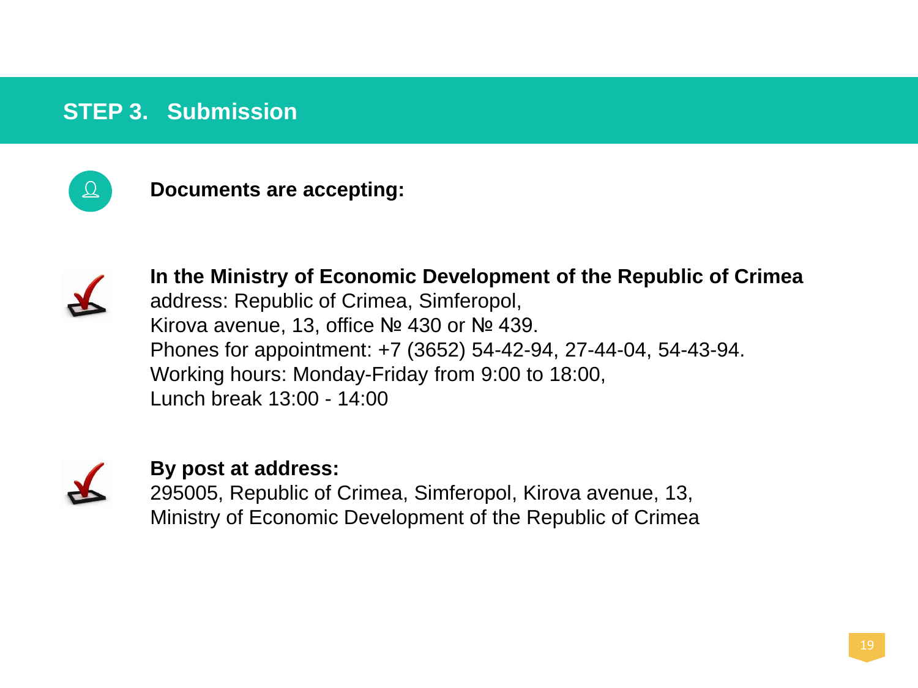## STEP 3. Submission

**Documents are accepting:**

- **In the Ministry of Economic Development of the Republic of Crimea**
  address: Republic of Crimea, Simferopol,
  Kirova avenue, 13, office № 430 or № 439.
  Phones for appointment: +7 (3652) 54-42-94, 27-44-04, 54-43-94.
  Working hours: Monday-Friday from 9:00 to 18:00,
  Lunch break 13:00 - 14:00

- **By post at address:**
  295005, Republic of Crimea, Simferopol, Kirova avenue, 13,
  Ministry of Economic Development of the Republic of Crimea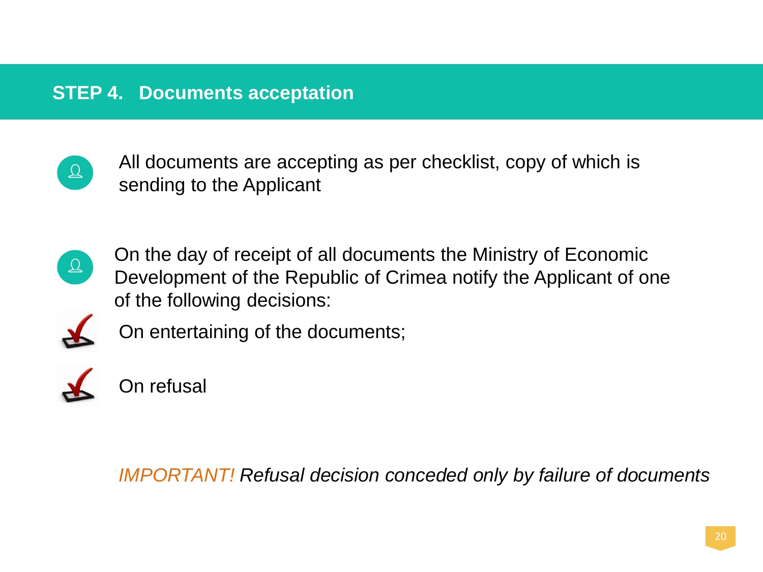## STEP 4. Documents acceptation

- All documents are accepting as per checklist, copy of which is sending to the Applicant

- On the day of receipt of all documents the Ministry of Economic Development of the Republic of Crimea notify the Applicant of one of the following decisions:
  - On entertaining of the documents;
  - On refusal

*IMPORTANT! Refusal decision conceded only by failure of documents*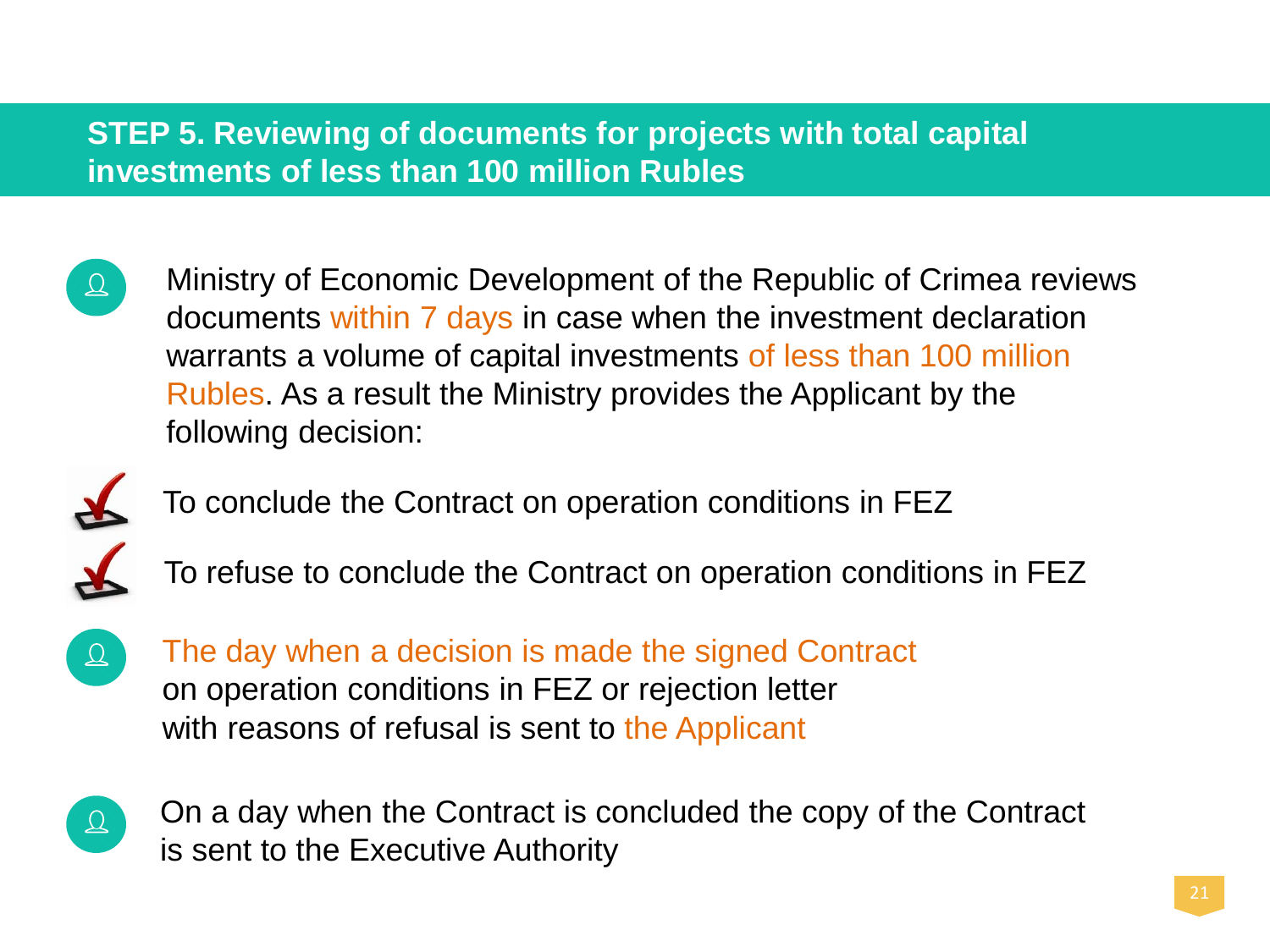## STEP 5. Reviewing of documents for projects with total capital investments of less than 100 million Rubles

- Ministry of Economic Development of the Republic of Crimea reviews documents within 7 days in case when the investment declaration warrants a volume of capital investments of less than 100 million Rubles. As a result the Ministry provides the Applicant by the following decision:
  - To conclude the Contract on operation conditions in FEZ
  - To refuse to conclude the Contract on operation conditions in FEZ
- The day when a decision is made the signed Contract on operation conditions in FEZ or rejection letter with reasons of refusal is sent to the Applicant
- On a day when the Contract is concluded the copy of the Contract is sent to the Executive Authority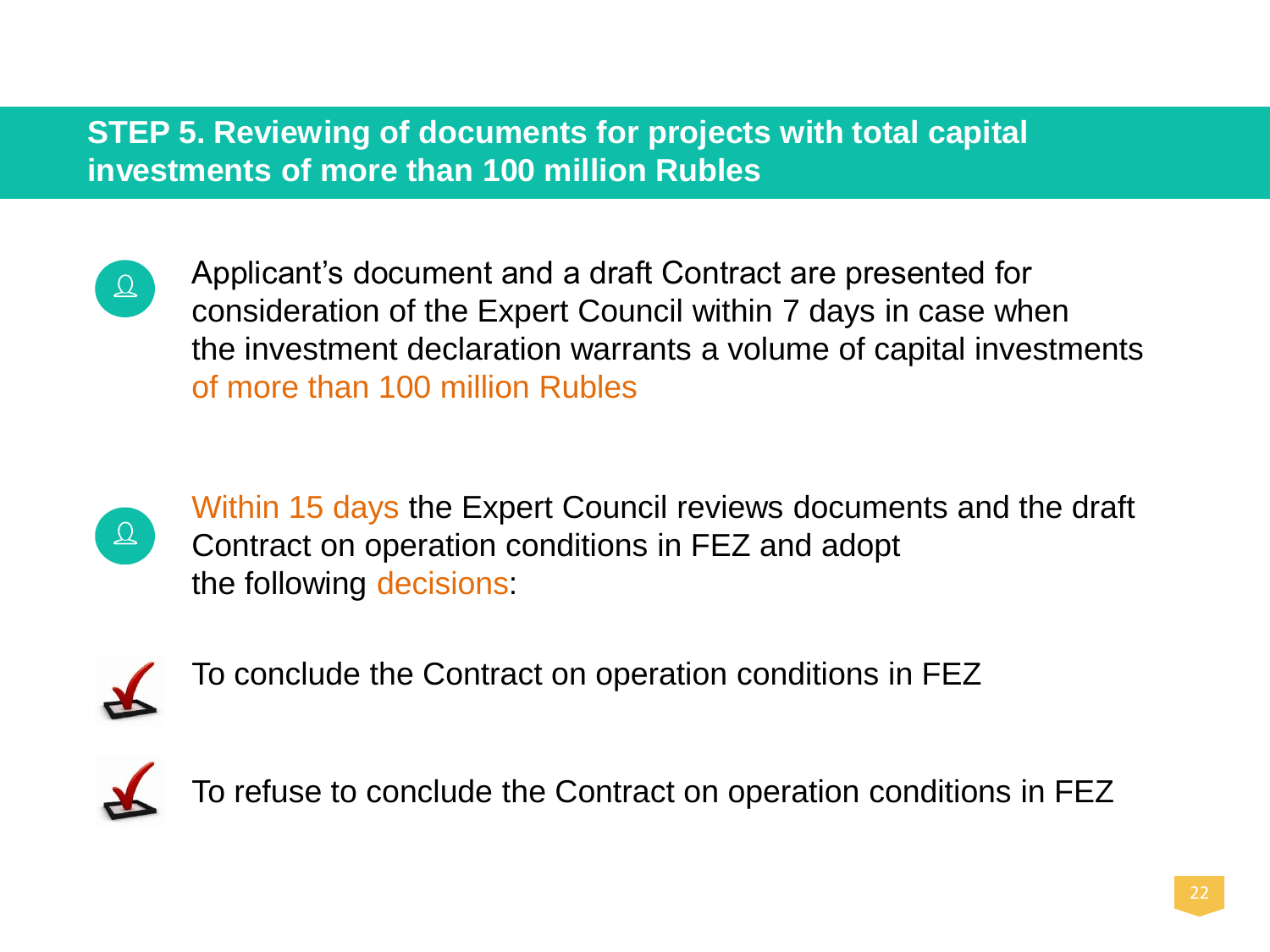## STEP 5. Reviewing of documents for projects with total capital investments of more than 100 million Rubles

- Applicant's document and a draft Contract are presented for consideration of the Expert Council within 7 days in case when the investment declaration warrants a volume of capital investments of more than 100 million Rubles

- Within 15 days the Expert Council reviews documents and the draft Contract on operation conditions in FEZ and adopt the following decisions:

  - To conclude the Contract on operation conditions in FEZ
  - To refuse to conclude the Contract on operation conditions in FEZ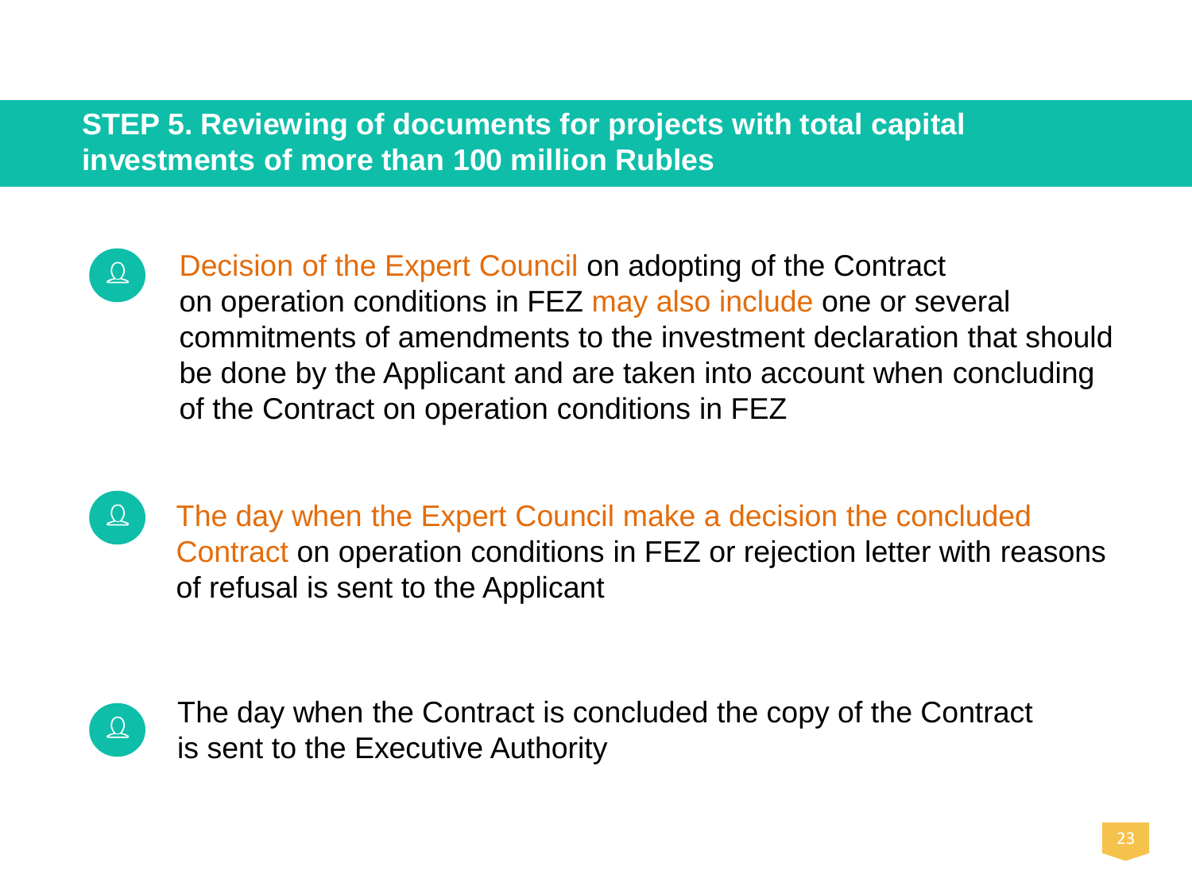## STEP 5. Reviewing of documents for projects with total capital investments of more than 100 million Rubles

- Decision of the Expert Council on adopting of the Contract on operation conditions in FEZ may also include one or several commitments of amendments to the investment declaration that should be done by the Applicant and are taken into account when concluding of the Contract on operation conditions in FEZ

- The day when the Expert Council make a decision the concluded Contract on operation conditions in FEZ or rejection letter with reasons of refusal is sent to the Applicant

- The day when the Contract is concluded the copy of the Contract is sent to the Executive Authority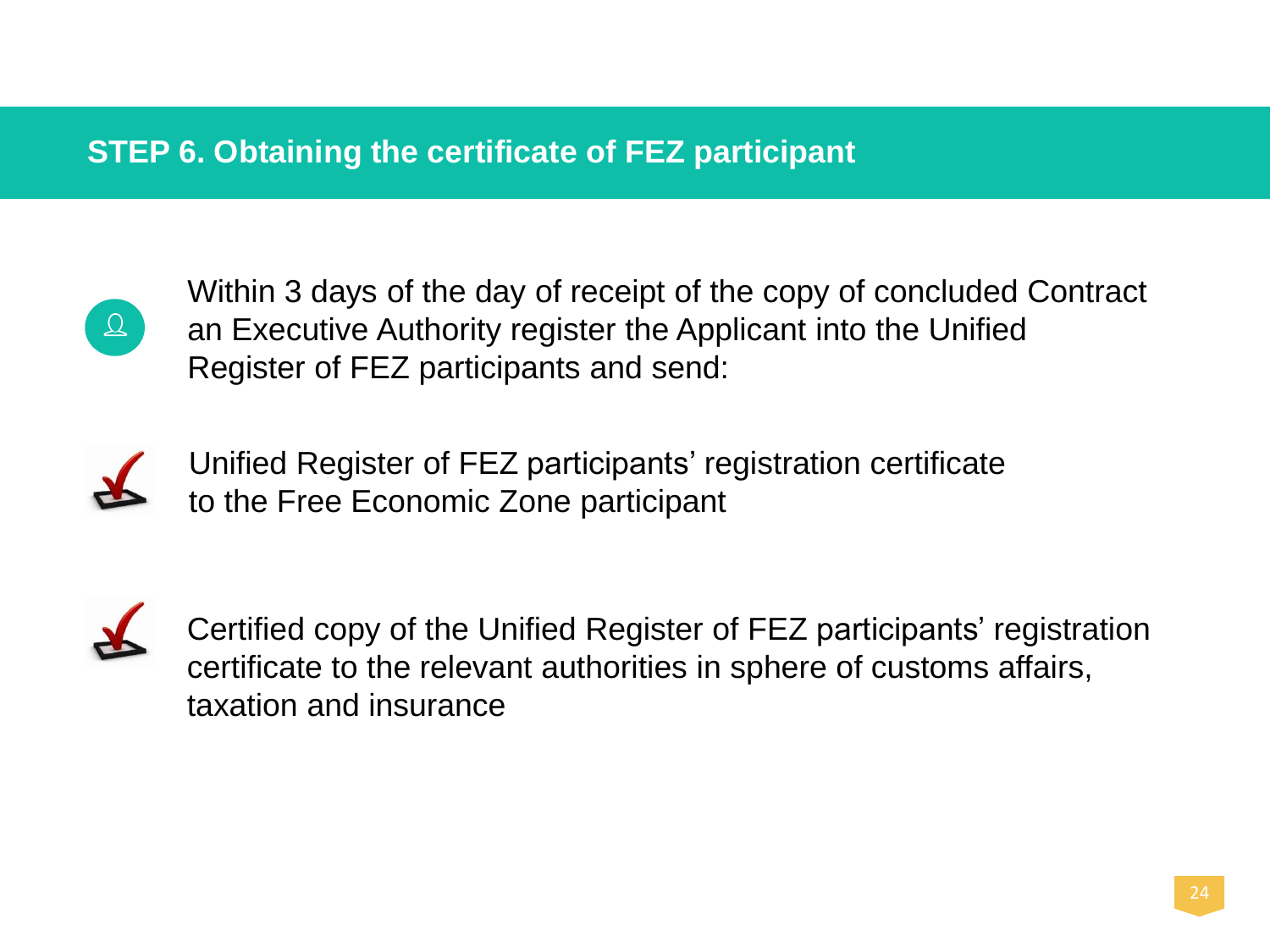## STEP 6. Obtaining the certificate of FEZ participant

Within 3 days of the day of receipt of the copy of concluded Contract an Executive Authority register the Applicant into the Unified Register of FEZ participants and send:

- Unified Register of FEZ participants' registration certificate to the Free Economic Zone participant
- Certified copy of the Unified Register of FEZ participants' registration certificate to the relevant authorities in sphere of customs affairs, taxation and insurance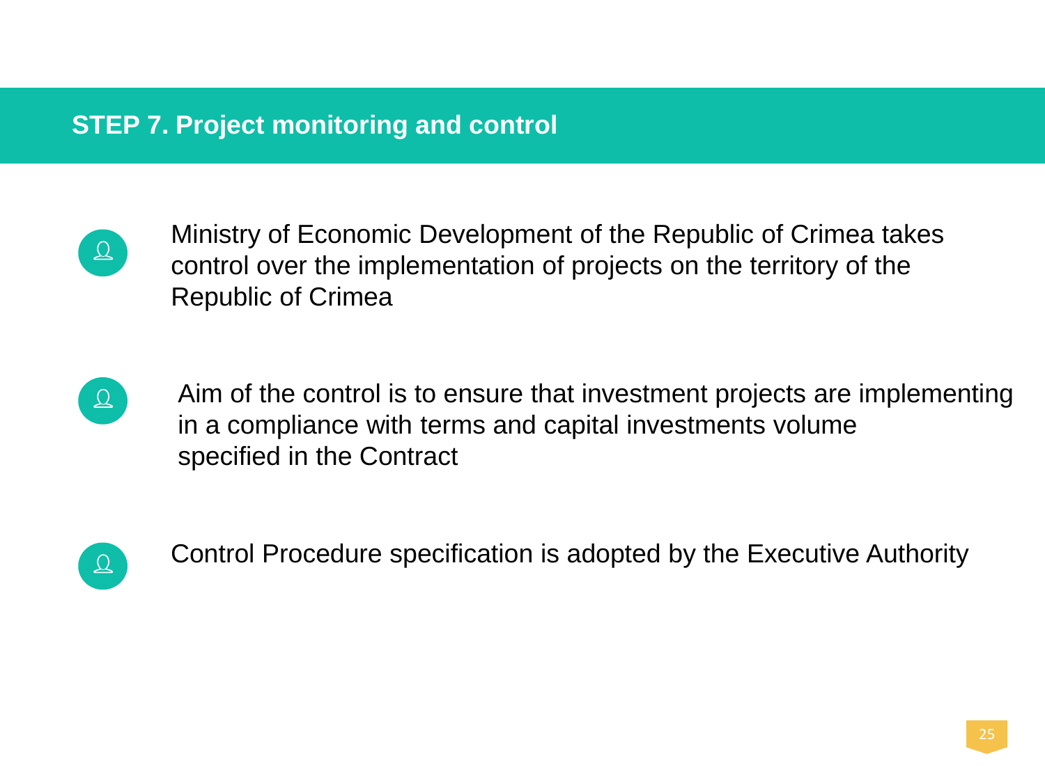## STEP 7. Project monitoring and control

- Ministry of Economic Development of the Republic of Crimea takes control over the implementation of projects on the territory of the Republic of Crimea

- Aim of the control is to ensure that investment projects are implementing in a compliance with terms and capital investments volume specified in the Contract

- Control Procedure specification is adopted by the Executive Authority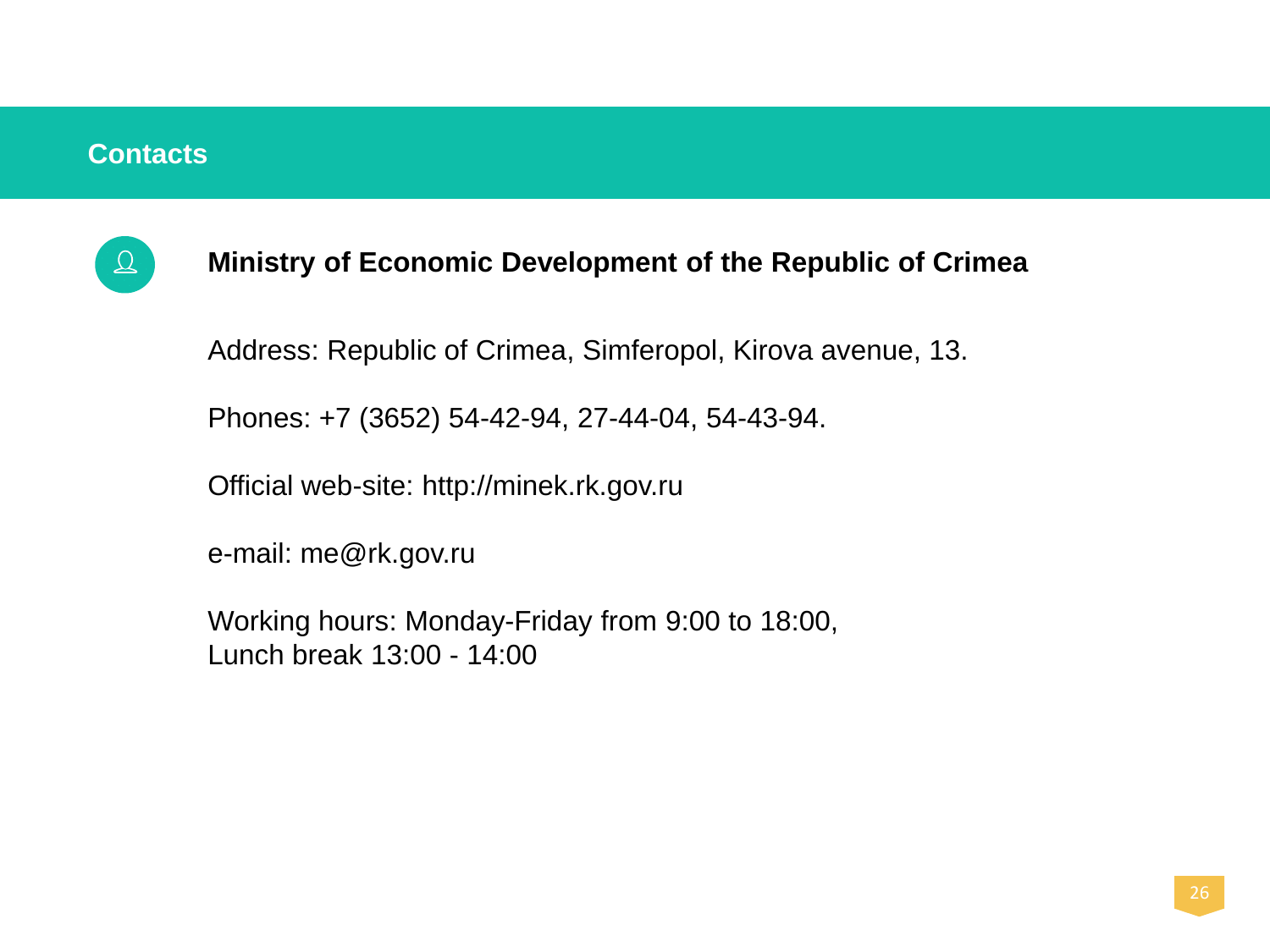# Contacts

**Ministry of Economic Development of the Republic of Crimea**

Address: Republic of Crimea, Simferopol, Kirova avenue, 13.

Phones: +7 (3652) 54-42-94, 27-44-04, 54-43-94.

Official web-site: http://minek.rk.gov.ru

e-mail: me@rk.gov.ru

Working hours: Monday-Friday from 9:00 to 18:00,
Lunch break 13:00 - 14:00